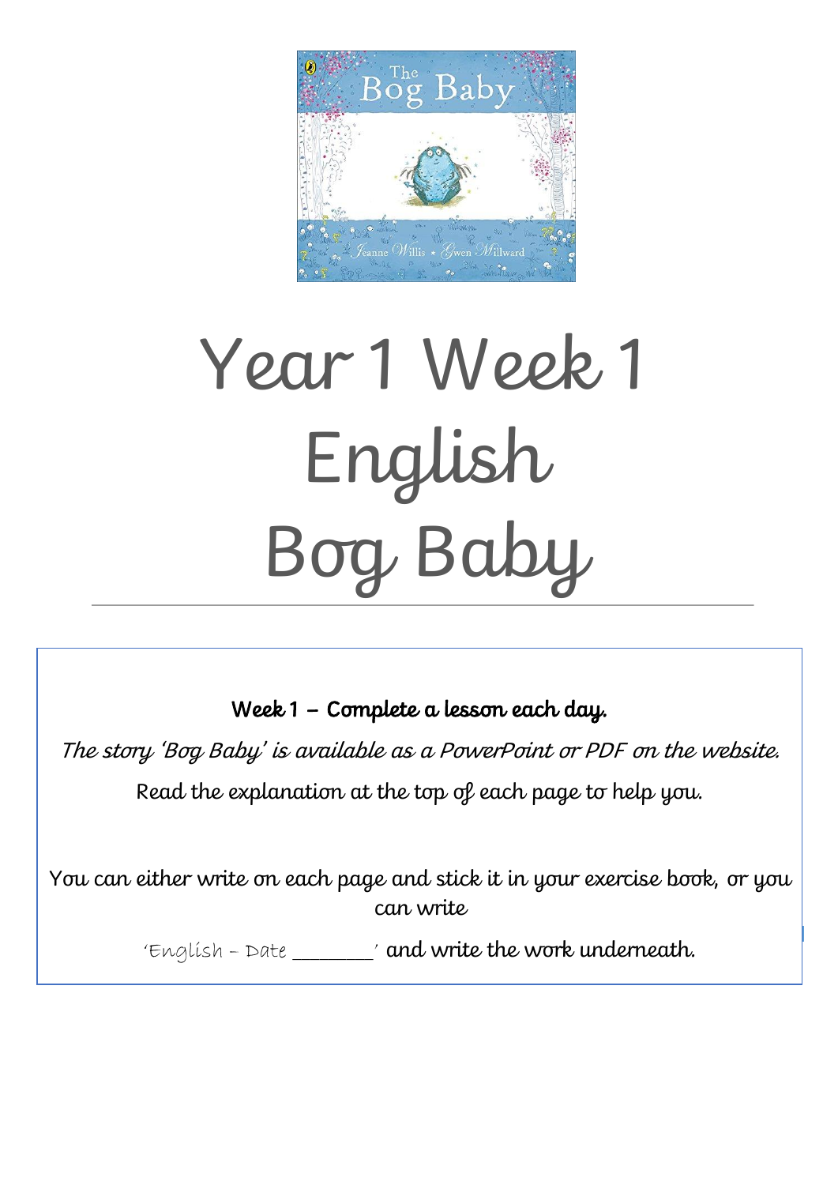# Year 1 Week 1
# English
# Bog Baby

**Week 1 – Complete a lesson each day.**

*The story 'Bog Baby' is available as a PowerPoint or PDF on the website.*

Read the explanation at the top of each page to help you.

You can either write on each page and stick it in your exercise book, or you can write

'English – Date ________' and write the work underneath.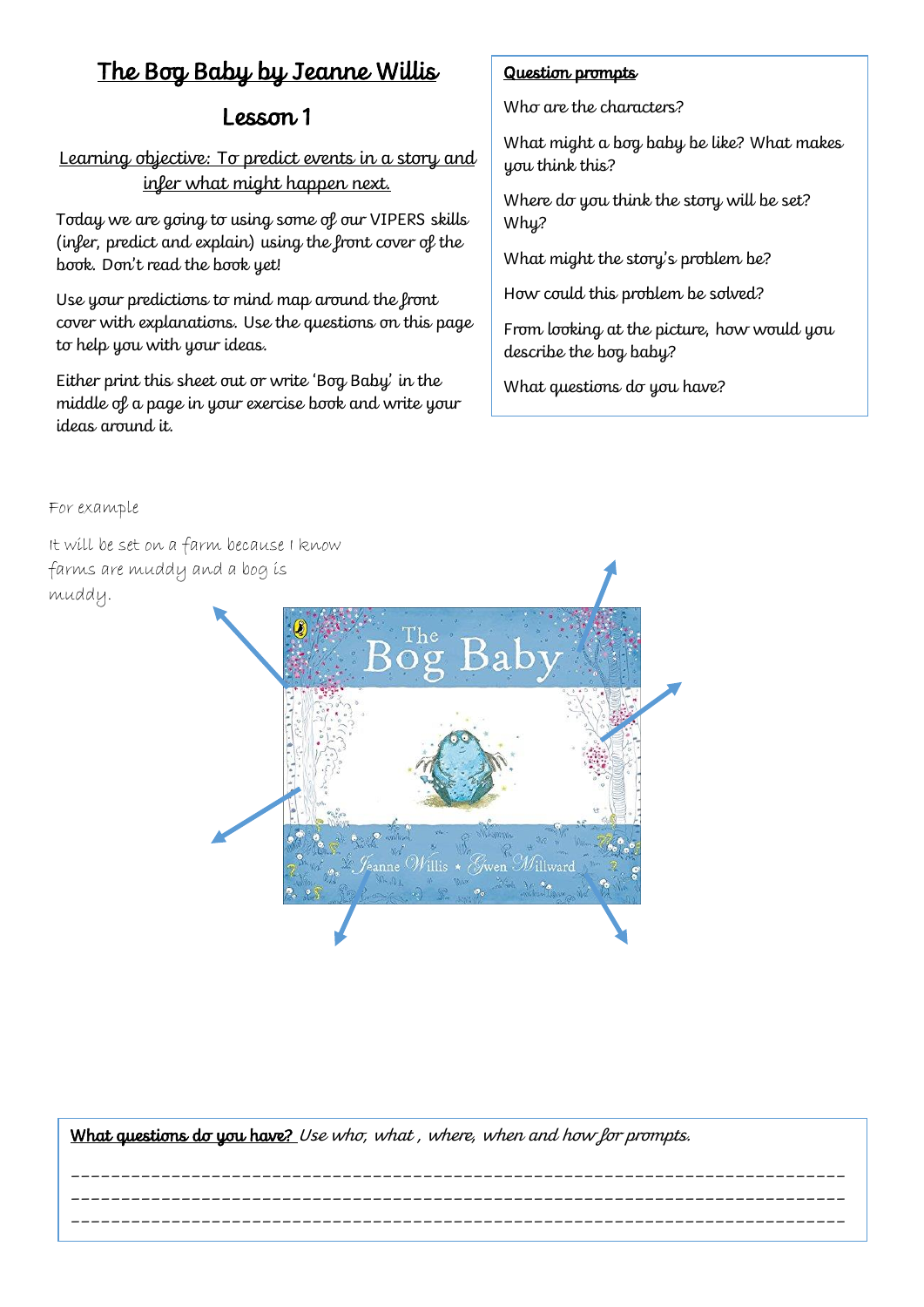# The Bog Baby by Jeanne Willis

## Lesson 1

Learning objective: To predict events in a story and infer what might happen next.

Today we are going to using some of our VIPERS skills (infer, predict and explain) using the front cover of the book. Don't read the book yet!

Use your predictions to mind map around the front cover with explanations. Use the questions on this page to help you with your ideas.

Either print this sheet out or write 'Bog Baby' in the middle of a page in your exercise book and write your ideas around it.

**Question prompts**

Who are the characters?

What might a bog baby be like? What makes you think this?

Where do you think the story will be set? Why?

What might the story's problem be?

How could this problem be solved?

From looking at the picture, how would you describe the bog baby?

What questions do you have?

For example

It will be set on a farm because I know farms are muddy and a bog is muddy.

The Bog Baby

Jeanne Willis • Gwen Millward

**What questions do you have?** *Use who, what, where, when and how for prompts.*

_______________________________________________________________________________

_______________________________________________________________________________

_______________________________________________________________________________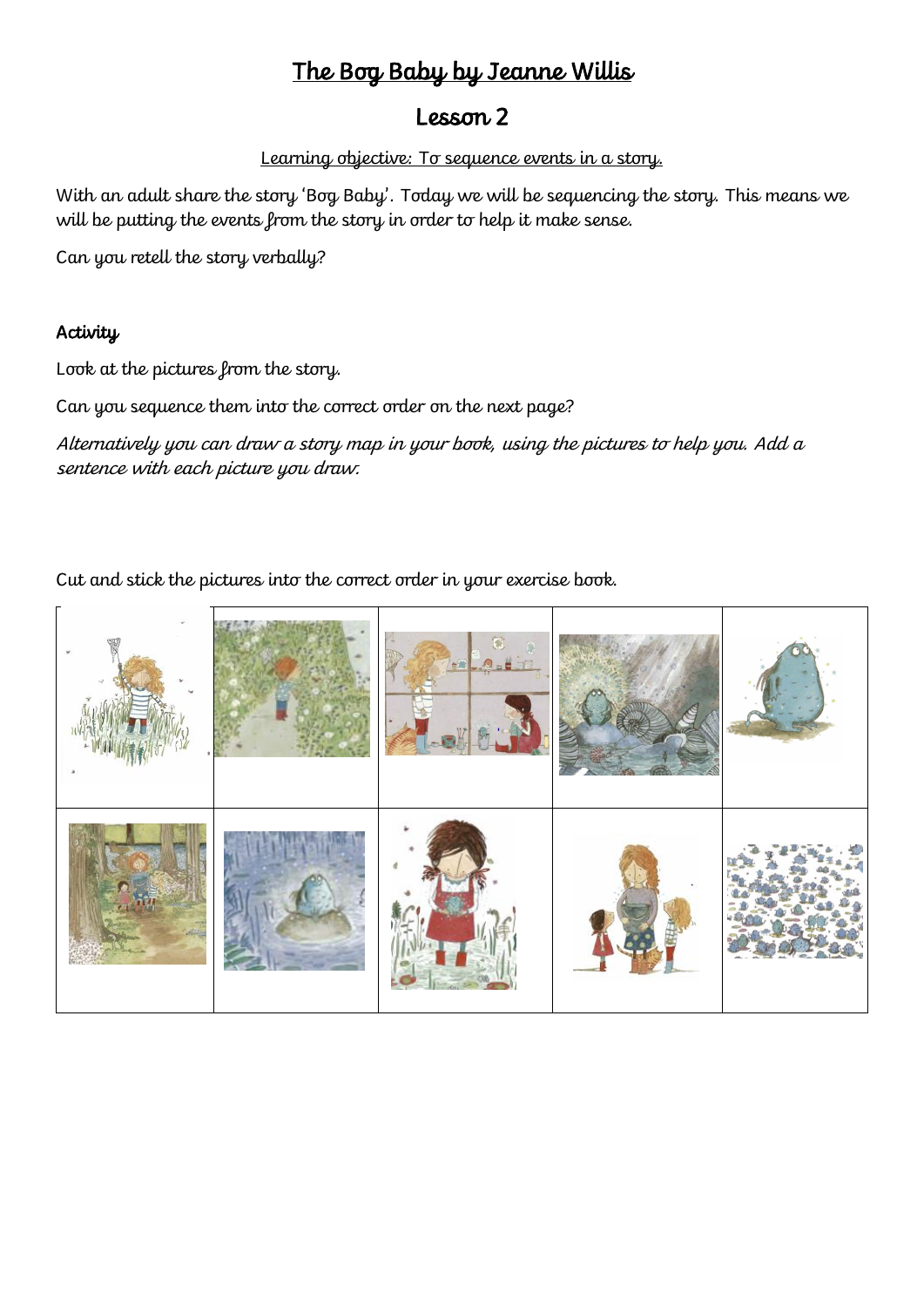# The Bog Baby by Jeanne Willis

## Lesson 2

Learning objective: To sequence events in a story.

With an adult share the story 'Bog Baby'. Today we will be sequencing the story. This means we will be putting the events from the story in order to help it make sense.

Can you retell the story verbally?

### Activity

Look at the pictures from the story.

Can you sequence them into the correct order on the next page?

*Alternatively you can draw a story map in your book, using the pictures to help you. Add a sentence with each picture you draw.*

Cut and stick the pictures into the correct order in your exercise book.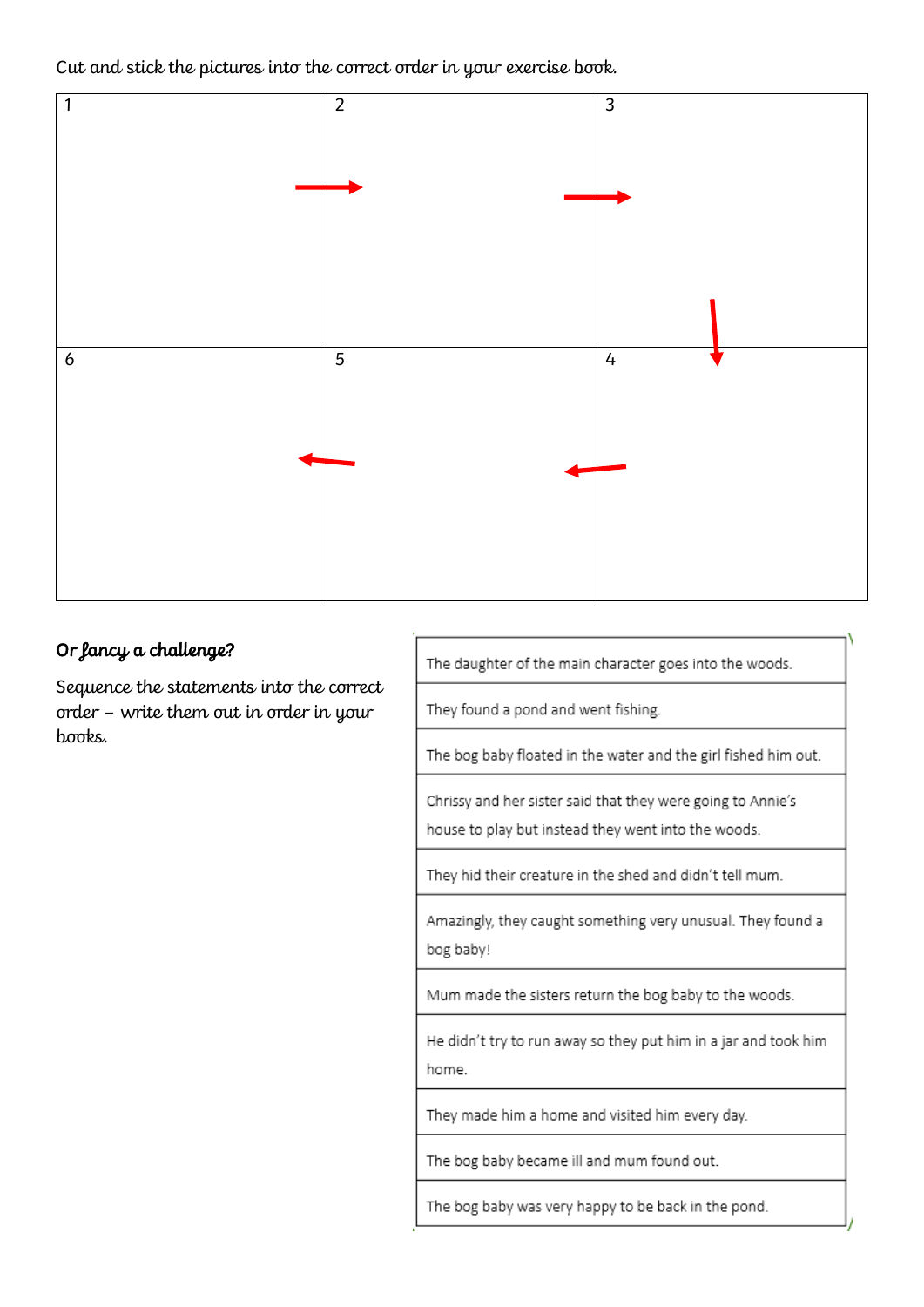Cut and stick the pictures into the correct order in your exercise book.

| 1 | 2 | 3 |
| --- | --- | --- |
| 6 | 5 | 4 |

**Or fancy a challenge?**

Sequence the statements into the correct order – write them out in order in your books.

| |
| --- |
| The daughter of the main character goes into the woods. |
| They found a pond and went fishing. |
| The bog baby floated in the water and the girl fished him out. |
| Chrissy and her sister said that they were going to Annie's house to play but instead they went into the woods. |
| They hid their creature in the shed and didn't tell mum. |
| Amazingly, they caught something very unusual. They found a bog baby! |
| Mum made the sisters return the bog baby to the woods. |
| He didn't try to run away so they put him in a jar and took him home. |
| They made him a home and visited him every day. |
| The bog baby became ill and mum found out. |
| The bog baby was very happy to be back in the pond. |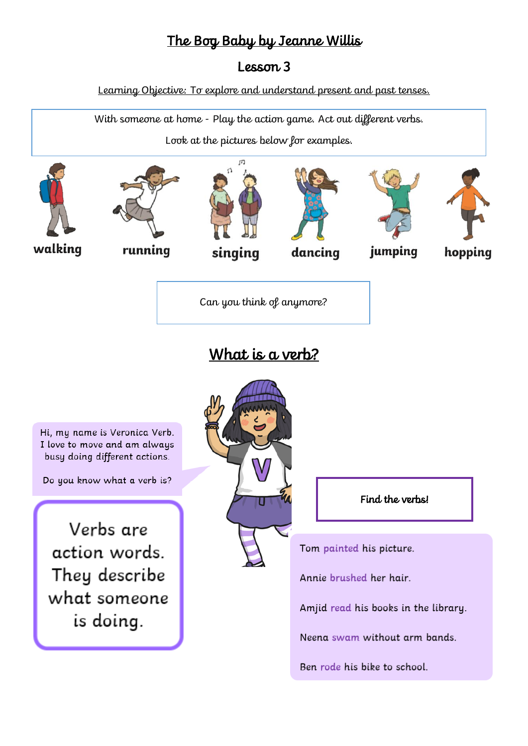# The Bog Baby by Jeanne Willis

## Lesson 3

Learning Objective: To explore and understand present and past tenses.

With someone at home - Play the action game. Act out different verbs.

Look at the pictures below for examples.

**walking** **running** **singing** **dancing** **jumping** **hopping**

Can you think of anymore?

## What is a verb?

Hi, my name is Veronica Verb. I love to move and am always busy doing different actions.

Do you know what a verb is?

Verbs are action words. They describe what someone is doing.

**Find the verbs!**

Tom painted his picture.

Annie brushed her hair.

Amjid read his books in the library.

Neena swam without arm bands.

Ben rode his bike to school.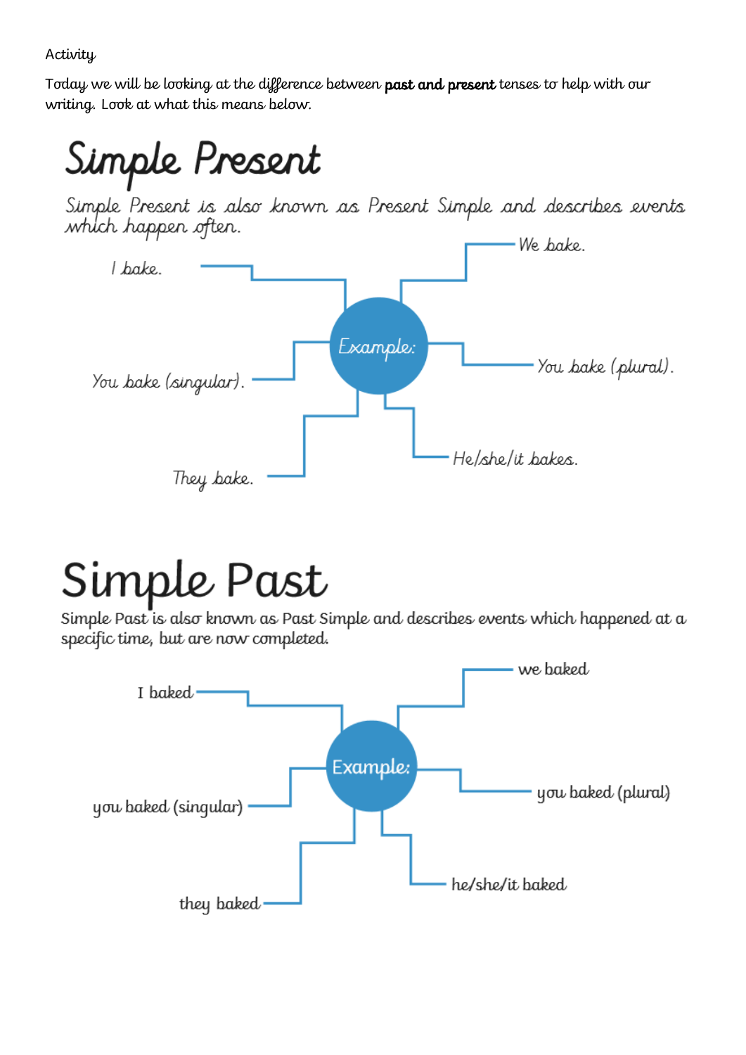Activity

Today we will be looking at the difference between **past and present** tenses to help with our writing. Look at what this means below.

# Simple Present

Simple Present is also known as Present Simple and describes events which happen often.

Example:

- I bake.
- We bake.
- You bake (singular).
- You bake (plural).
- They bake.
- He/she/it bakes.

# Simple Past

Simple Past is also known as Past Simple and describes events which happened at a specific time, but are now completed.

Example:

- I baked
- we baked
- you baked (singular)
- you baked (plural)
- they baked
- he/she/it baked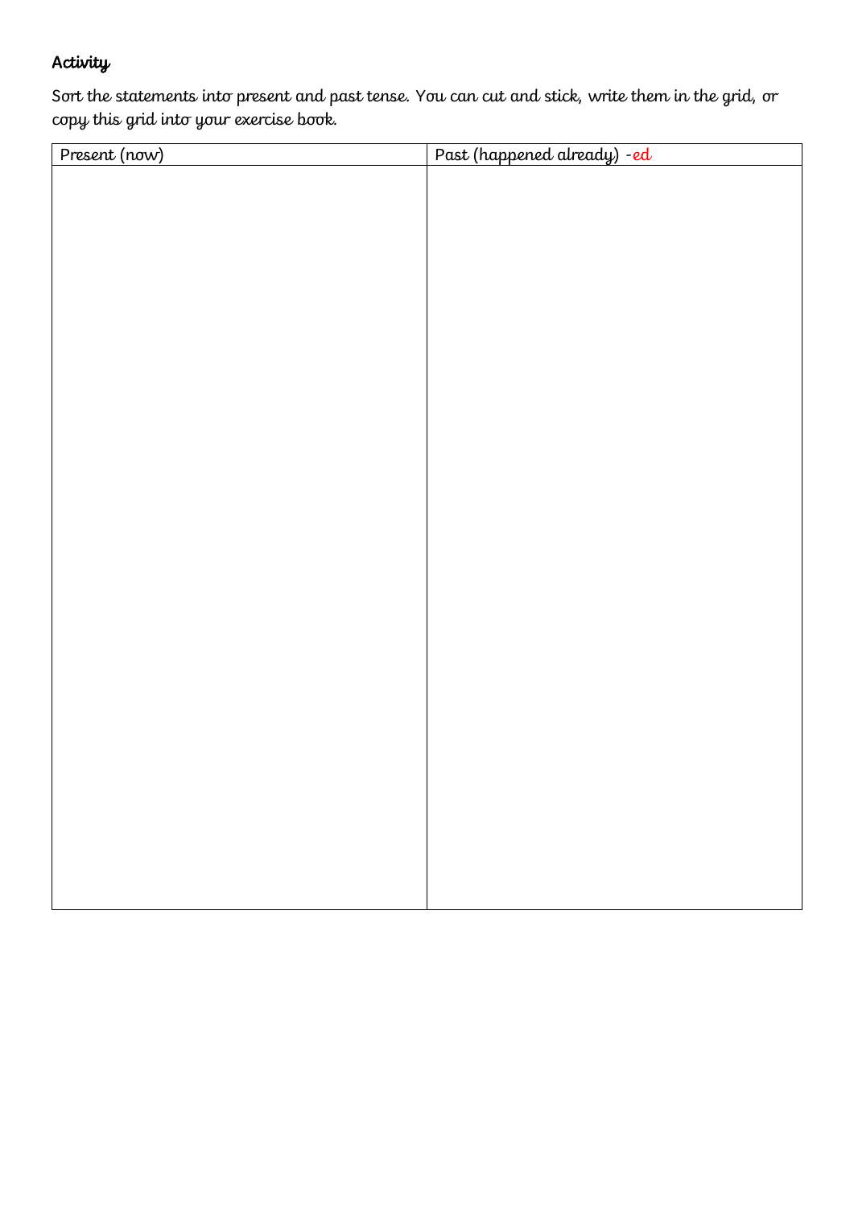**Activity**

Sort the statements into present and past tense. You can cut and stick, write them in the grid, or copy this grid into your exercise book.

| Present (now) | Past (happened already) -ed |
| --- | --- |
| | |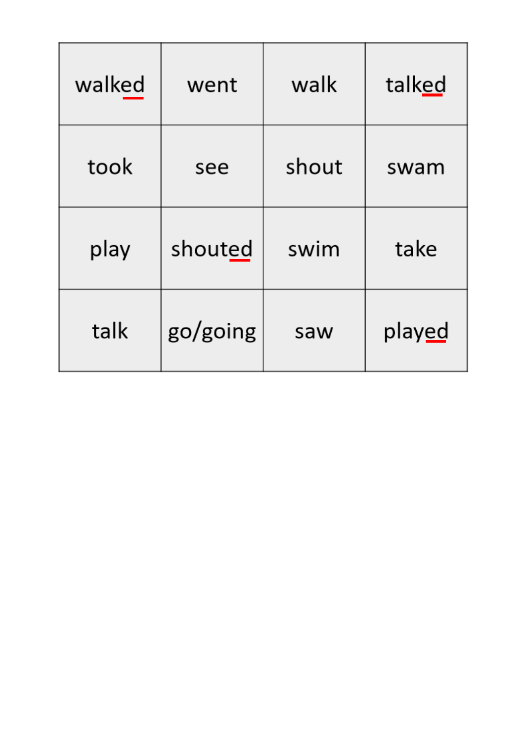| walked | went | walk | talked |
|---|---|---|---|
| took | see | shout | swam |
| play | shouted | swim | take |
| talk | go/going | saw | played |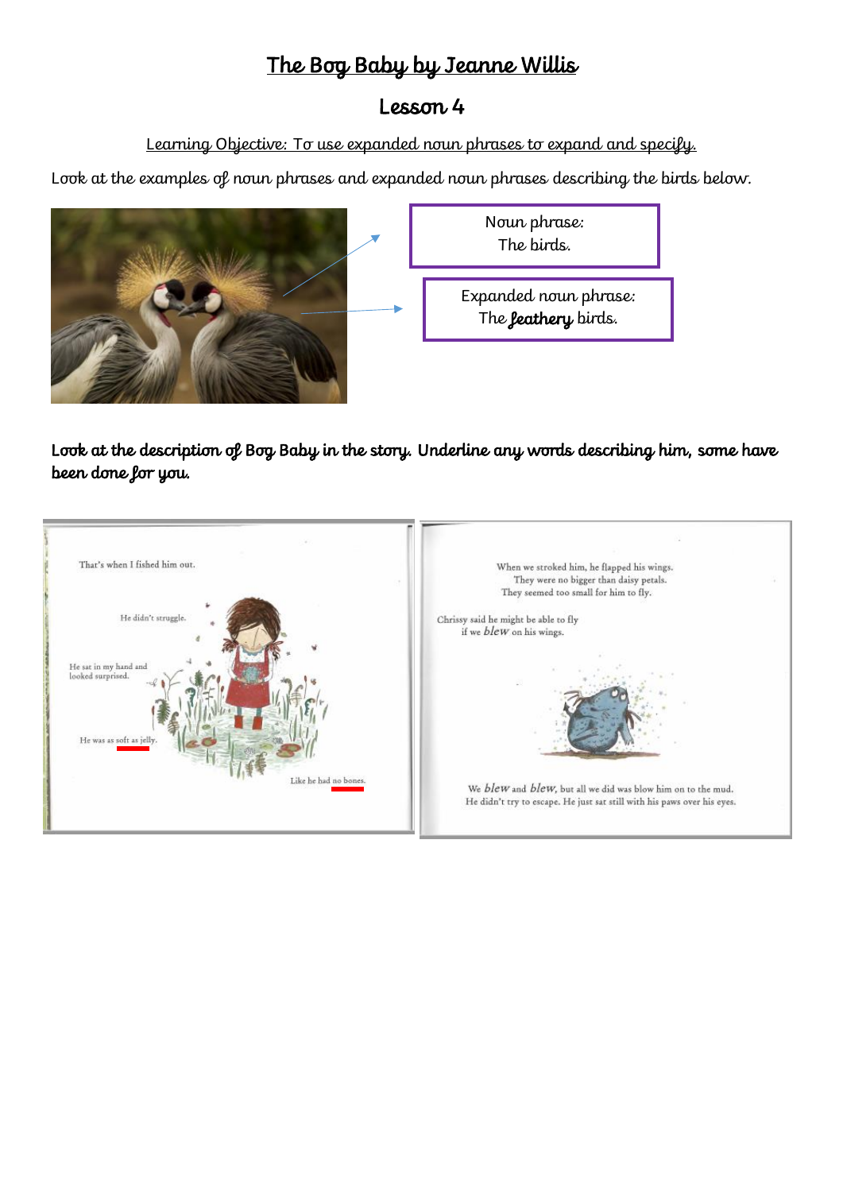# The Bog Baby by Jeanne Willis

## Lesson 4

Learning Objective: To use expanded noun phrases to expand and specify.

Look at the examples of noun phrases and expanded noun phrases describing the birds below.

Noun phrase:
The birds.

Expanded noun phrase:
The **feathery** birds.

**Look at the description of Bog Baby in the story. Underline any words describing him, some have been done for you.**

That's when I fished him out.

He didn't struggle.

He sat in my hand and looked surprised.

He was as soft as jelly.

Like he had no bones.

When we stroked him, he flapped his wings.
They were no bigger than daisy petals.
They seemed too small for him to fly.

Chrissy said he might be able to fly if we *blew* on his wings.

We *blew* and *blew*, but all we did was blow him on to the mud.
He didn't try to escape. He just sat still with his paws over his eyes.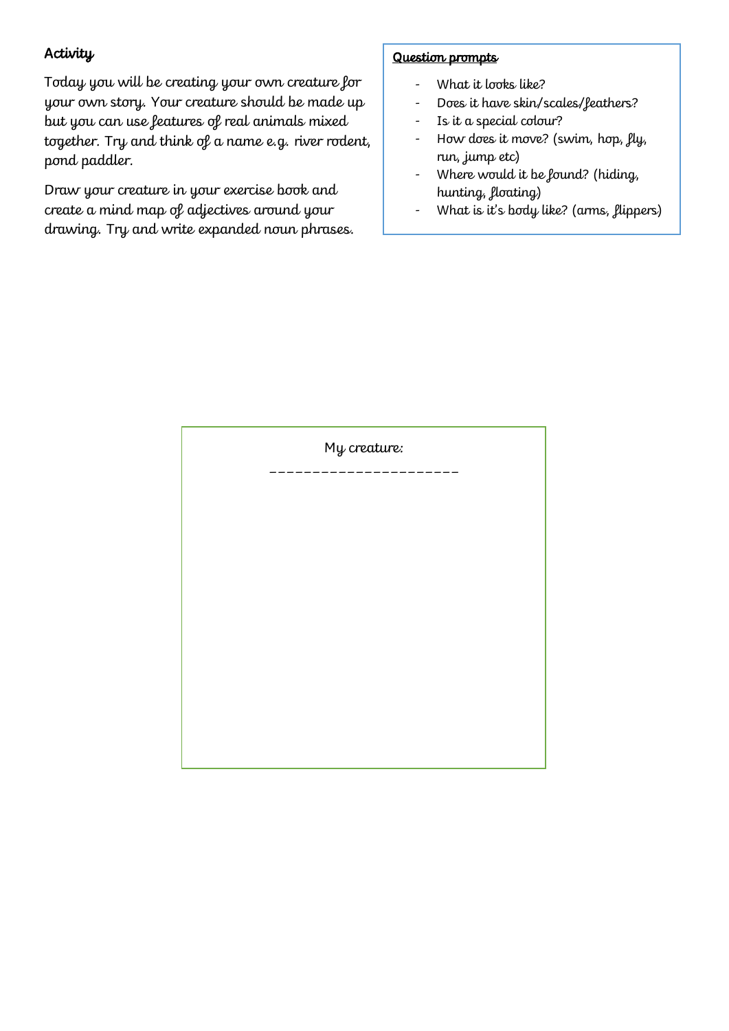## Activity

Today you will be creating your own creature for your own story. Your creature should be made up but you can use features of real animals mixed together. Try and think of a name e.g. river rodent, pond paddler.

Draw your creature in your exercise book and create a mind map of adjectives around your drawing. Try and write expanded noun phrases.

**Question prompts**

- What it looks like?
- Does it have skin/scales/feathers?
- Is it a special colour?
- How does it move? (swim, hop, fly, run, jump etc)
- Where would it be found? (hiding, hunting, floating)
- What is it's body like? (arms, flippers)

My creature:

_____________________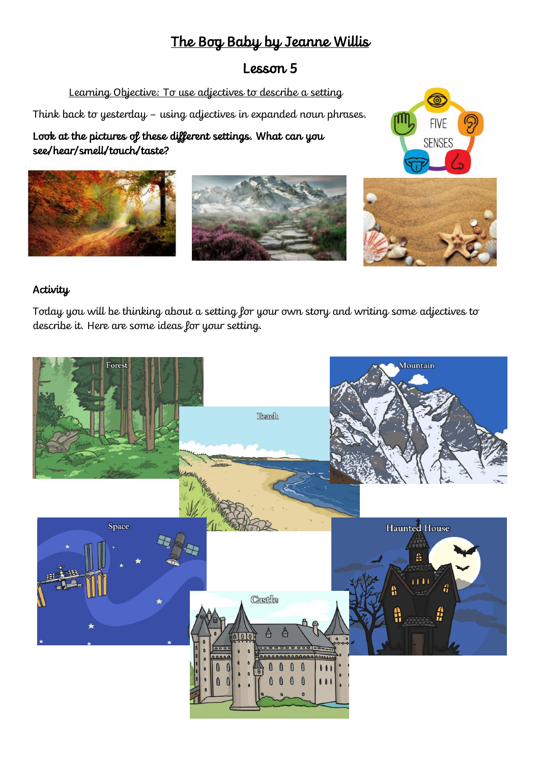# The Bog Baby by Jeanne Willis

## Lesson 5

Learning Objective: To use adjectives to describe a setting

Think back to yesterday – using adjectives in expanded noun phrases.

**Look at the pictures of these different settings. What can you see/hear/smell/touch/taste?**

FIVE SENSES

**Activity**

Today you will be thinking about a setting for your own story and writing some adjectives to describe it. Here are some ideas for your setting.

Forest

Mountain

Beach

Space

Haunted House

Castle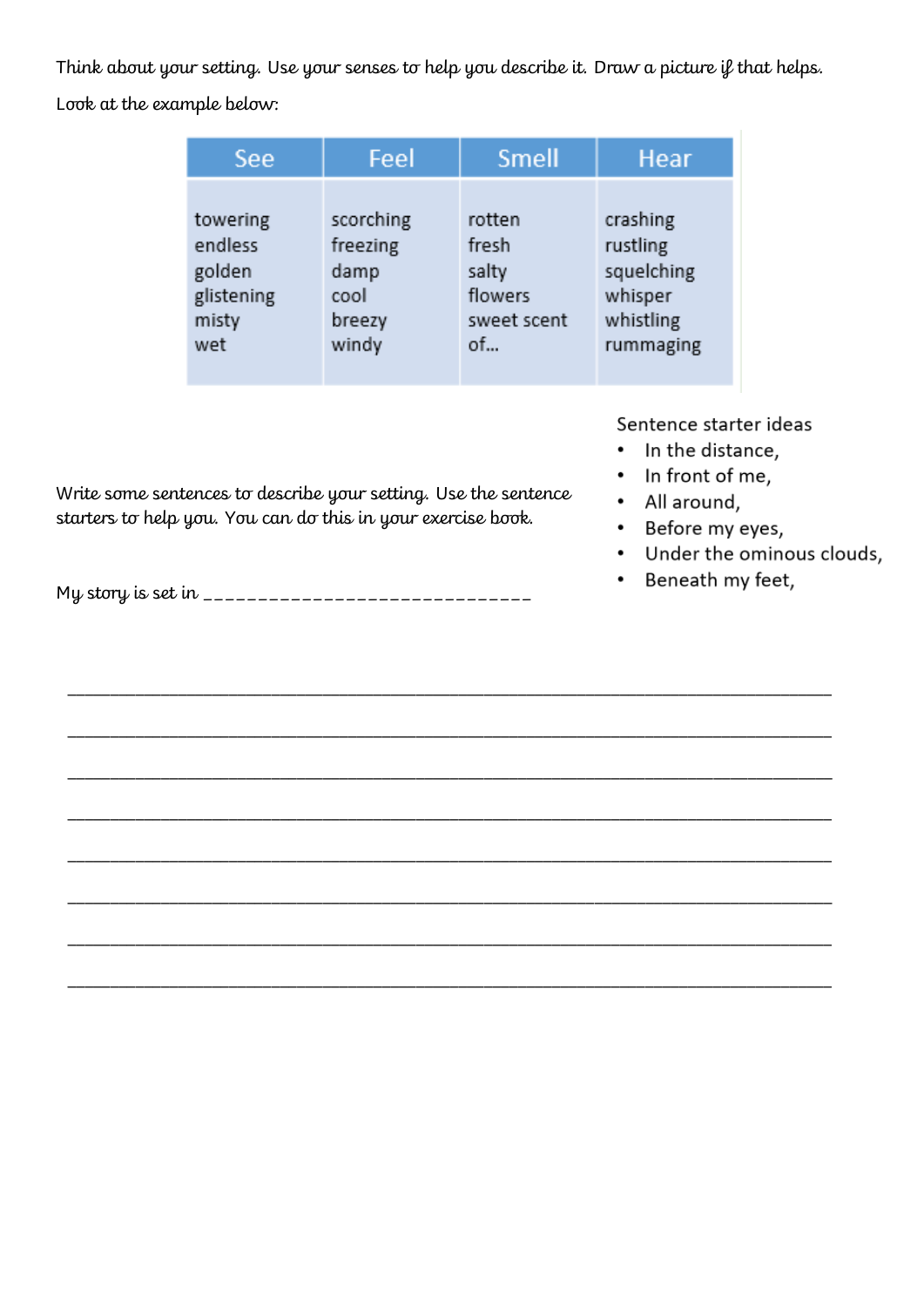Think about your setting. Use your senses to help you describe it. Draw a picture if that helps.

Look at the example below:

| See | Feel | Smell | Hear |
|---|---|---|---|
| towering<br>endless<br>golden<br>glistening<br>misty<br>wet | scorching<br>freezing<br>damp<br>cool<br>breezy<br>windy | rotten<br>fresh<br>salty<br>flowers<br>sweet scent<br>of… | crashing<br>rustling<br>squelching<br>whisper<br>whistling<br>rummaging |

Sentence starter ideas

- In the distance,
- In front of me,
- All around,
- Before my eyes,
- Under the ominous clouds,
- Beneath my feet,

Write some sentences to describe your setting. Use the sentence starters to help you. You can do this in your exercise book.

My story is set in ______________________________

___________________________________________________________________________

___________________________________________________________________________

___________________________________________________________________________

___________________________________________________________________________

___________________________________________________________________________

___________________________________________________________________________

___________________________________________________________________________

___________________________________________________________________________